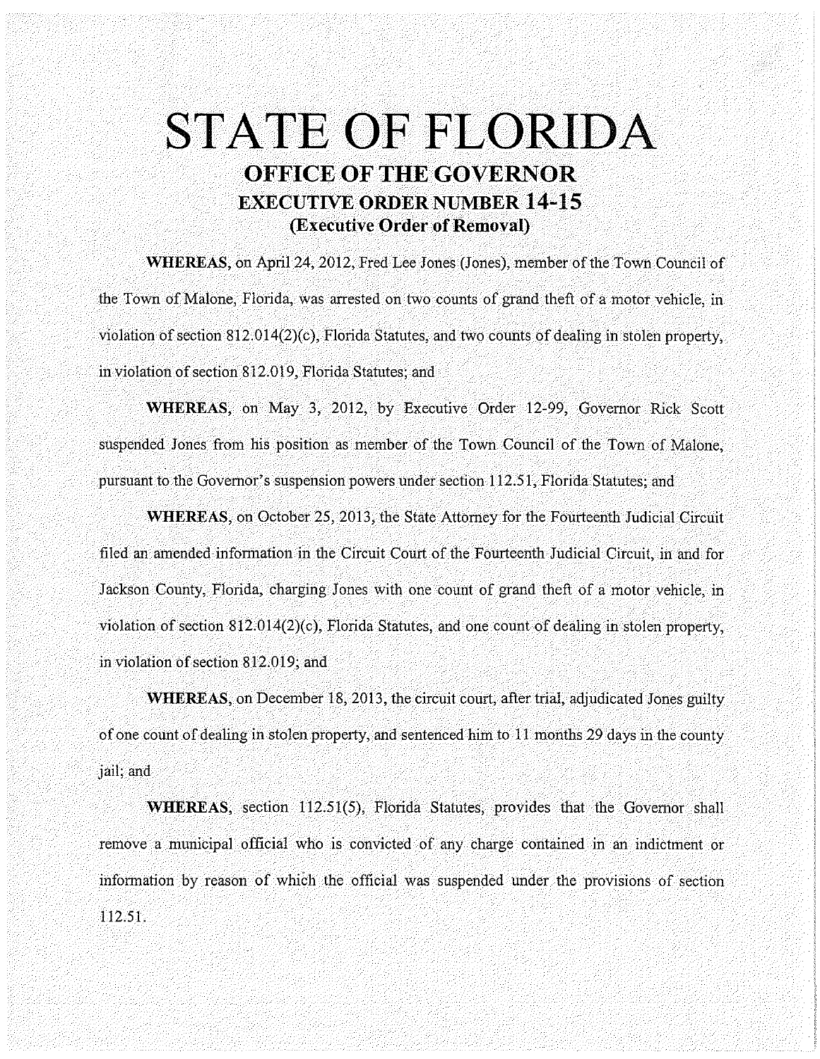# STATE OF FLORIDA

## OFFICE OF THE GOVERNOR

### EXECUTIVE ORDER NUMBER 14-15

### (Executive Order of Removal)

**WHEREAS**, on April 24, 2012, Fred Lee Jones (Jones), member of the Town Council of the Town of Malone, Florida, was arrested on two counts of grand theft of a motor vehicle, in violation of section 812.014(2)(c), Florida Statutes, and two counts of dealing in stolen property, in violation of section 812.019, Florida Statutes; and

**WHEREAS**, on May 3, 2012, by Executive Order 12-99, Governor Rick Scott suspended Jones from his position as member of the Town Council of the Town of Malone, pursuant to the Governor's suspension powers under section 112.51, Florida Statutes; and

**WHEREAS**, on October 25, 2013, the State Attorney for the Fourteenth Judicial Circuit filed an amended information in the Circuit Court of the Fourteenth Judicial Circuit, in and for Jackson County, Florida, charging Jones with one count of grand theft of a motor vehicle, in violation of section 812.014(2)(c), Florida Statutes, and one count of dealing in stolen property, in violation of section 812.019; and

**WHEREAS**, on December 18, 2013, the circuit court, after trial, adjudicated Jones guilty of one count of dealing in stolen property, and sentenced him to 11 months 29 days in the county jail; and

**WHEREAS**, section 112.51(5), Florida Statutes, provides that the Governor shall remove a municipal official who is convicted of any charge contained in an indictment or information by reason of which the official was suspended under the provisions of section 112.51.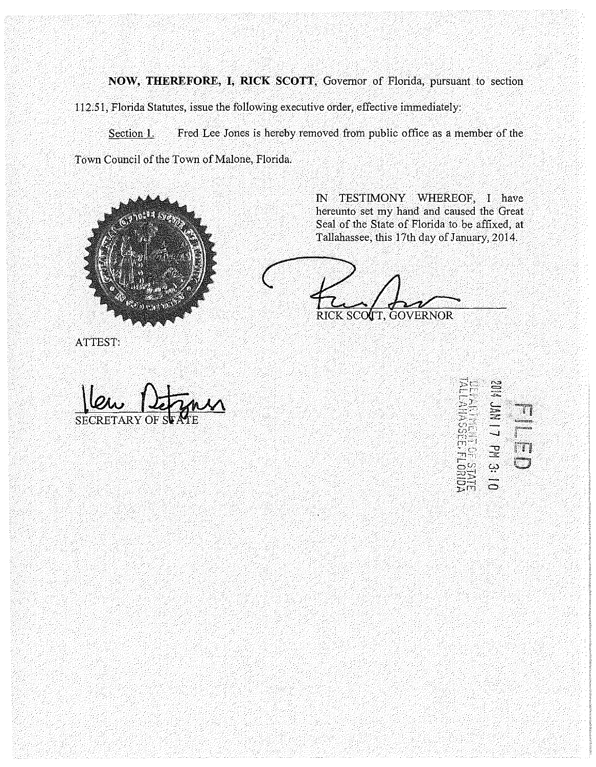**NOW, THEREFORE, I, RICK SCOTT**, Governor of Florida, pursuant to section 112.51, Florida Statutes, issue the following executive order, effective immediately:

Section 1. Fred Lee Jones is hereby removed from public office as a member of the Town Council of the Town of Malone, Florida.

IN TESTIMONY WHEREOF, I have hereunto set my hand and caused the Great Seal of the State of Florida to be affixed, at Tallahassee, this 17th day of January, 2014.

RICK SCOTT, GOVERNOR

ATTEST:

SECRETARY OF STATE

FILED

2014 JAN 17 PM 3:10

DEPARTMENT OF STATE
TALLAHASSEE, FLORIDA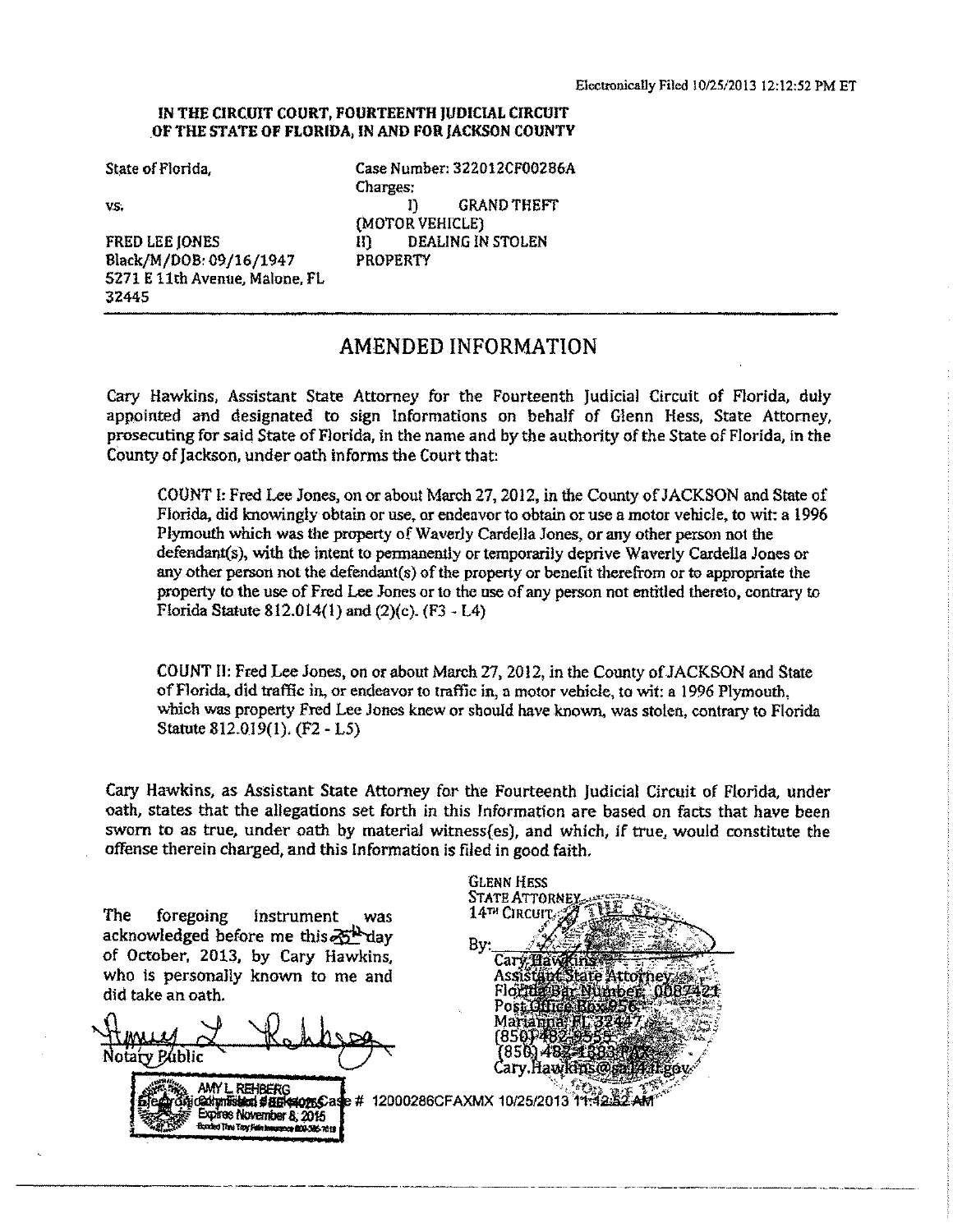Electronically Filed 10/25/2013 12:12:52 PM ET

**IN THE CIRCUIT COURT, FOURTEENTH JUDICIAL CIRCUIT OF THE STATE OF FLORIDA, IN AND FOR JACKSON COUNTY**

State of Florida,

vs.

FRED LEE JONES
Black/M/DOB: 09/16/1947
5271 E 11th Avenue, Malone, FL 32445

Case Number: 322012CF00286A
Charges:
I) GRAND THEFT (MOTOR VEHICLE)
II) DEALING IN STOLEN PROPERTY

## AMENDED INFORMATION

Cary Hawkins, Assistant State Attorney for the Fourteenth Judicial Circuit of Florida, duly appointed and designated to sign Informations on behalf of Glenn Hess, State Attorney, prosecuting for said State of Florida, in the name and by the authority of the State of Florida, in the County of Jackson, under oath informs the Court that:

COUNT I: Fred Lee Jones, on or about March 27, 2012, in the County of JACKSON and State of Florida, did knowingly obtain or use, or endeavor to obtain or use a motor vehicle, to wit: a 1996 Plymouth which was the property of Waverly Cardella Jones, or any other person not the defendant(s), with the intent to permanently or temporarily deprive Waverly Cardella Jones or any other person not the defendant(s) of the property or benefit therefrom or to appropriate the property to the use of Fred Lee Jones or to the use of any person not entitled thereto, contrary to Florida Statute 812.014(1) and (2)(c). (F3 - L4)

COUNT II: Fred Lee Jones, on or about March 27, 2012, in the County of JACKSON and State of Florida, did traffic in, or endeavor to traffic in, a motor vehicle, to wit: a 1996 Plymouth, which was property Fred Lee Jones knew or should have known, was stolen, contrary to Florida Statute 812.019(1). (F2 - L5)

Cary Hawkins, as Assistant State Attorney for the Fourteenth Judicial Circuit of Florida, under oath, states that the allegations set forth in this Information are based on facts that have been sworn to as true, under oath by material witness(es), and which, if true, would constitute the offense therein charged, and this Information is filed in good faith.

The foregoing instrument was acknowledged before me this 25th day of October, 2013, by Cary Hawkins, who is personally known to me and did take an oath.

Notary Public

AMY L. REHBERG
Expires November 8, 2015

GLENN HESS
STATE ATTORNEY
14TH CIRCUIT

By: ______________________
Cary Hawkins
Assistant State Attorney
Florida Bar Number: 0087421
Post Office Box 956
Marianna, FL 32447
(850) 482-9555
(850) 482-1383 FAX
Cary.Hawkins@sa14.fl.gov

Case # 12000286CFAXMX 10/25/2013 11:42:52 AM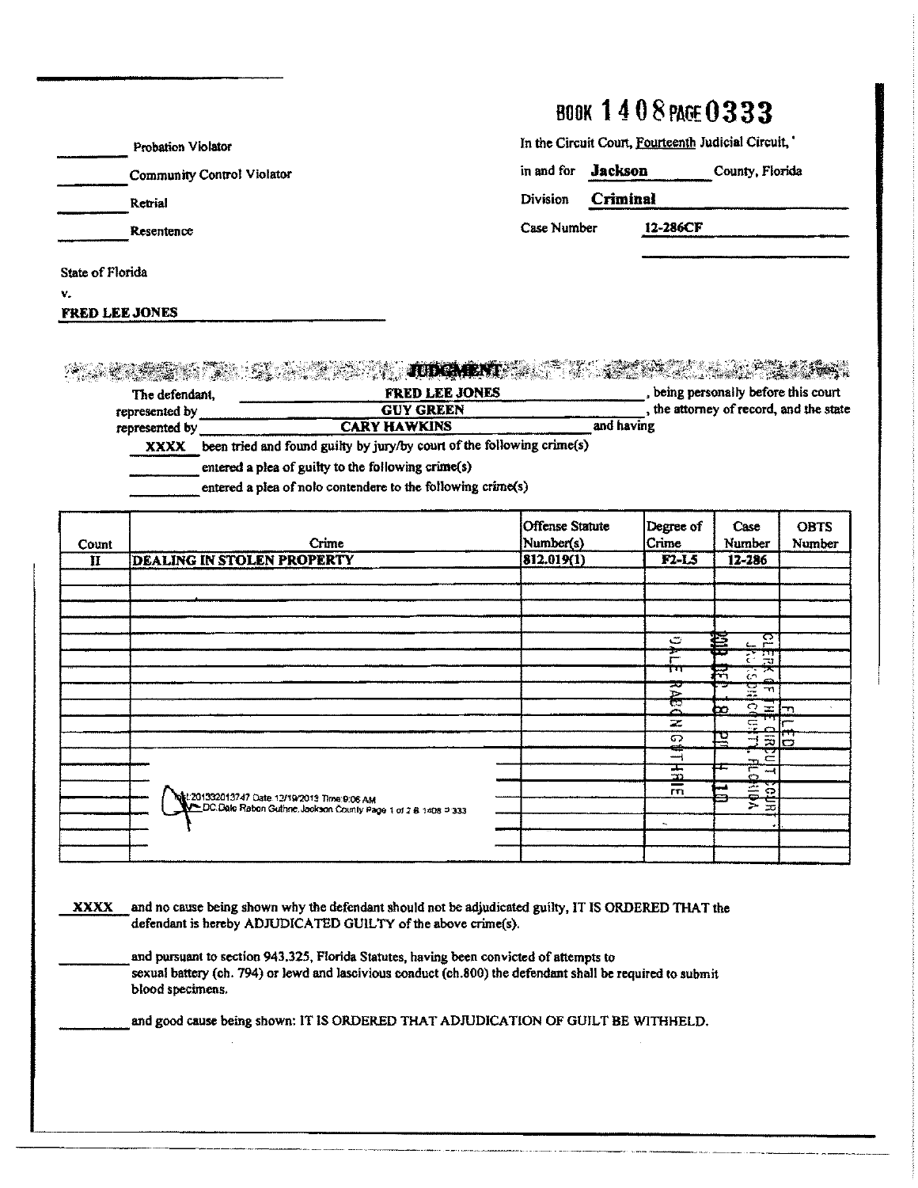BOOK 1408 PAGE 0333

| | |
|---|---|
| ________ Probation Violator | In the Circuit Court, Fourteenth Judicial Circuit, |
| ________ Community Control Violator | in and for **Jackson** County, Florida |
| ________ Retrial | Division **Criminal** |
| ________ Resentence | Case Number **12-286CF** |

State of Florida

v.

**FRED LEE JONES**

## JUDGMENT

The defendant, **FRED LEE JONES**, being personally before this court represented by **GUY GREEN**, the attorney of record, and the state represented by **CARY HAWKINS** and having

**XXXX** been tried and found guilty by jury/by court of the following crime(s)

________ entered a plea of guilty to the following crime(s)

________ entered a plea of nolo contendere to the following crime(s)

| Count | Crime | Offense Statute Number(s) | Degree of Crime | Case Number | OBTS Number |
|---|---|---|---|---|---|
| II | DEALING IN STOLEN PROPERTY | 812.019(1) | F2-L5 | 12-286 | |

FILED 2013 DEC 18 PM 4 10 CLERK OF THE CIRCUIT COURT JACKSON COUNTY, FLORIDA DALE RABON GUTHRIE

Inst:201332013747 Date 12/19/2013 Time 9:06 AM DC Dale Rabon Guthrie Jackson County Page 1 of 2 B 1408 P 333

**XXXX** and no cause being shown why the defendant should not be adjudicated guilty, IT IS ORDERED THAT the defendant is hereby ADJUDICATED GUILTY of the above crime(s).

________ and pursuant to section 943.325, Florida Statutes, having been convicted of attempts to sexual battery (ch. 794) or lewd and lascivious conduct (ch.800) the defendant shall be required to submit blood specimens.

________ and good cause being shown: IT IS ORDERED THAT ADJUDICATION OF GUILT BE WITHHELD.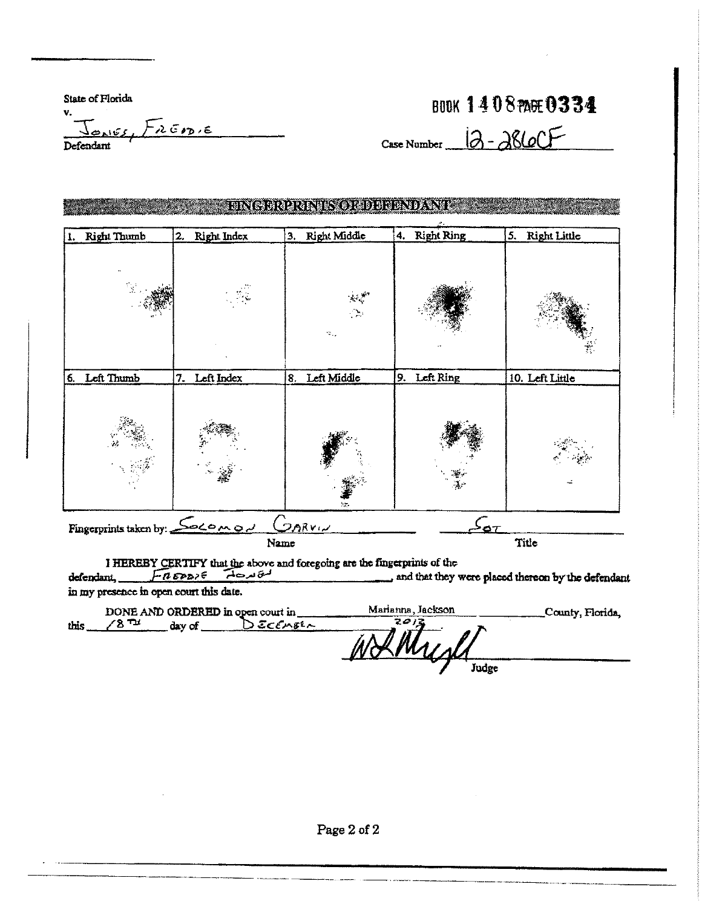State of Florida

v.

Jones, Freddie

Defendant

BOOK 1408 PAGE 0334

Case Number 12-286CF

## FINGERPRINTS OF DEFENDANT

| 1. Right Thumb | 2. Right Index | 3. Right Middle | 4. Right Ring | 5. Right Little |
|---|---|---|---|---|
| | | | | |
| **6. Left Thumb** | **7. Left Index** | **8. Left Middle** | **9. Left Ring** | **10. Left Little** |
| | | | | |

Fingerprints taken by: Solomon Garvin — Sgt

Name — Title

I HEREBY CERTIFY that the above and foregoing are the fingerprints of the defendant, Freddie Jones, and that they were placed thereon by the defendant in my presence in open court this date.

DONE AND ORDERED in open court in Marianna, Jackson County, Florida, this 18th day of December 2012.

Judge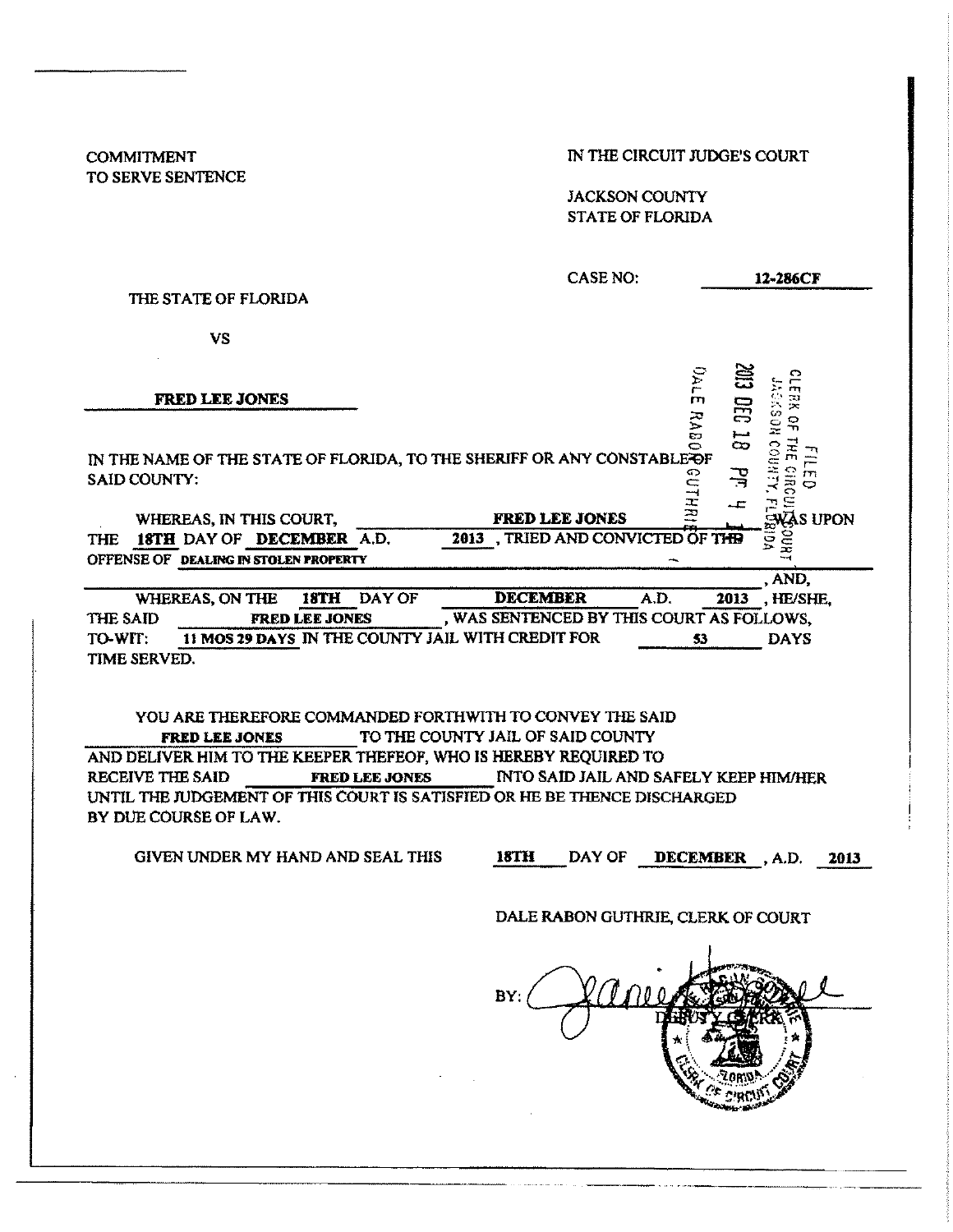COMMITMENT
TO SERVE SENTENCE

IN THE CIRCUIT JUDGE'S COURT

JACKSON COUNTY
STATE OF FLORIDA

CASE NO: **12-286CF**

THE STATE OF FLORIDA

VS

**FRED LEE JONES**

FILED
CLERK OF THE CIRCUIT COURT
JACKSON COUNTY, FLORIDA
2013 DEC 18 PM 4
DALE RABON GUTHRIE

IN THE NAME OF THE STATE OF FLORIDA, TO THE SHERIFF OR ANY CONSTABLE OF SAID COUNTY:

WHEREAS, IN THIS COURT, **FRED LEE JONES** WAS UPON THE **18TH** DAY OF **DECEMBER** A.D. **2013**, TRIED AND CONVICTED OF THE OFFENSE OF **DEALING IN STOLEN PROPERTY**, AND,

WHEREAS, ON THE **18TH** DAY OF **DECEMBER** A.D. **2013**, HE/SHE, THE SAID **FRED LEE JONES**, WAS SENTENCED BY THIS COURT AS FOLLOWS, TO-WIT: **11 MOS 29 DAYS** IN THE COUNTY JAIL WITH CREDIT FOR **53** DAYS TIME SERVED.

YOU ARE THEREFORE COMMANDED FORTHWITH TO CONVEY THE SAID **FRED LEE JONES** TO THE COUNTY JAIL OF SAID COUNTY AND DELIVER HIM TO THE KEEPER THEFEOF, WHO IS HEREBY REQUIRED TO RECEIVE THE SAID **FRED LEE JONES** INTO SAID JAIL AND SAFELY KEEP HIM/HER UNTIL THE JUDGEMENT OF THIS COURT IS SATISFIED OR HE BE THENCE DISCHARGED BY DUE COURSE OF LAW.

GIVEN UNDER MY HAND AND SEAL THIS **18TH** DAY OF **DECEMBER**, A.D. **2013**

DALE RABON GUTHRIE, CLERK OF COURT

BY: _______________
DEPUTY CLERK